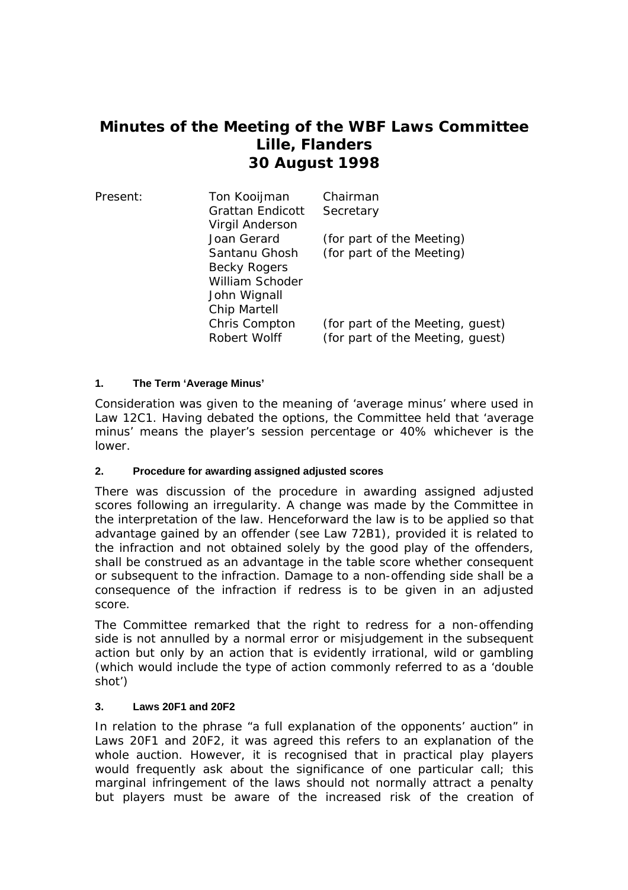# Minutes of the Meeting of the WBF Laws Committee
# Lille, Flanders
# 30 August 1998

| Present: | Ton Kooijman | Chairman |
|---|---|---|
| | Grattan Endicott | Secretary |
| | Virgil Anderson | |
| | Joan Gerard | (for part of the Meeting) |
| | Santanu Ghosh | (for part of the Meeting) |
| | Becky Rogers | |
| | William Schoder | |
| | John Wignall | |
| | Chip Martell | |
| | Chris Compton | (for part of the Meeting, guest) |
| | Robert Wolff | (for part of the Meeting, guest) |

### 1. The Term 'Average Minus'

Consideration was given to the meaning of 'average minus' where used in Law 12C1. Having debated the options, the Committee held that 'average minus' means the player's session percentage or 40% whichever is the lower.

### 2. Procedure for awarding assigned adjusted scores

There was discussion of the procedure in awarding assigned adjusted scores following an irregularity. A change was made by the Committee in the interpretation of the law. Henceforward the law is to be applied so that advantage gained by an offender (see Law 72B1), provided it is related to the infraction and not obtained solely by the good play of the offenders, shall be construed as an advantage in the table score whether consequent or subsequent to the infraction. Damage to a non-offending side shall be a consequence of the infraction if redress is to be given in an adjusted score.

The Committee remarked that the right to redress for a non-offending side is not annulled by a normal error or misjudgement in the subsequent action but only by an action that is evidently irrational, wild or gambling (which would include the type of action commonly referred to as a 'double shot')

### 3. Laws 20F1 and 20F2

In relation to the phrase "a full explanation of the opponents' auction" in Laws 20F1 and 20F2, it was agreed this refers to an explanation of the whole auction. However, it is recognised that in practical play players would frequently ask about the significance of one particular call; this marginal infringement of the laws should not normally attract a penalty but players must be aware of the increased risk of the creation of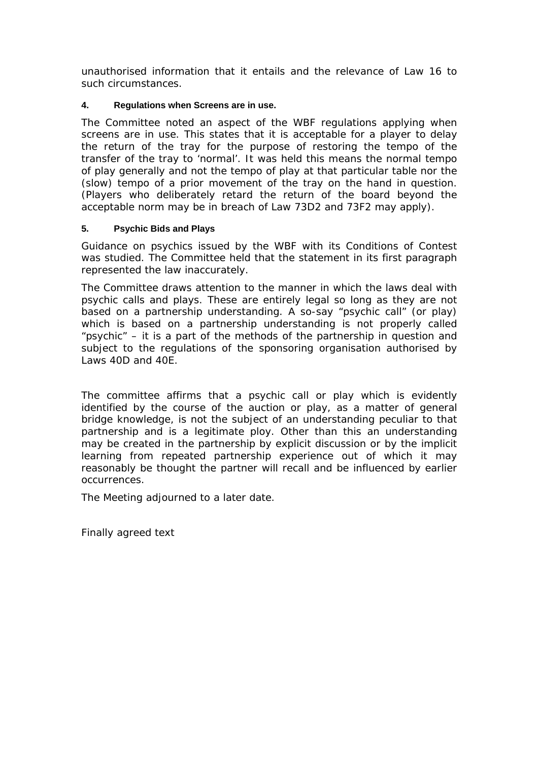unauthorised information that it entails and the relevance of Law 16 to such circumstances.

#### 4. Regulations when Screens are in use.

The Committee noted an aspect of the WBF regulations applying when screens are in use. This states that it is acceptable for a player to delay the return of the tray for the purpose of restoring the tempo of the transfer of the tray to 'normal'. It was held this means the normal tempo of play generally and not the tempo of play at that particular table nor the (slow) tempo of a prior movement of the tray on the hand in question. (Players who deliberately retard the return of the board beyond the acceptable norm may be in breach of Law 73D2 and 73F2 may apply).

#### 5. Psychic Bids and Plays

Guidance on psychics issued by the WBF with its Conditions of Contest was studied. The Committee held that the statement in its first paragraph represented the law inaccurately.

The Committee draws attention to the manner in which the laws deal with psychic calls and plays. These are entirely legal so long as they are not based on a partnership understanding. A so-say "psychic call" (or play) which is based on a partnership understanding is not properly called "psychic" – it is a part of the methods of the partnership in question and subject to the regulations of the sponsoring organisation authorised by Laws 40D and 40E.

The committee affirms that a psychic call or play which is evidently identified by the course of the auction or play, as a matter of general bridge knowledge, is not the subject of an understanding peculiar to that partnership and is a legitimate ploy. Other than this an understanding may be created in the partnership by explicit discussion or by the implicit learning from repeated partnership experience out of which it may reasonably be thought the partner will recall and be influenced by earlier occurrences.

The Meeting adjourned to a later date.

Finally agreed text